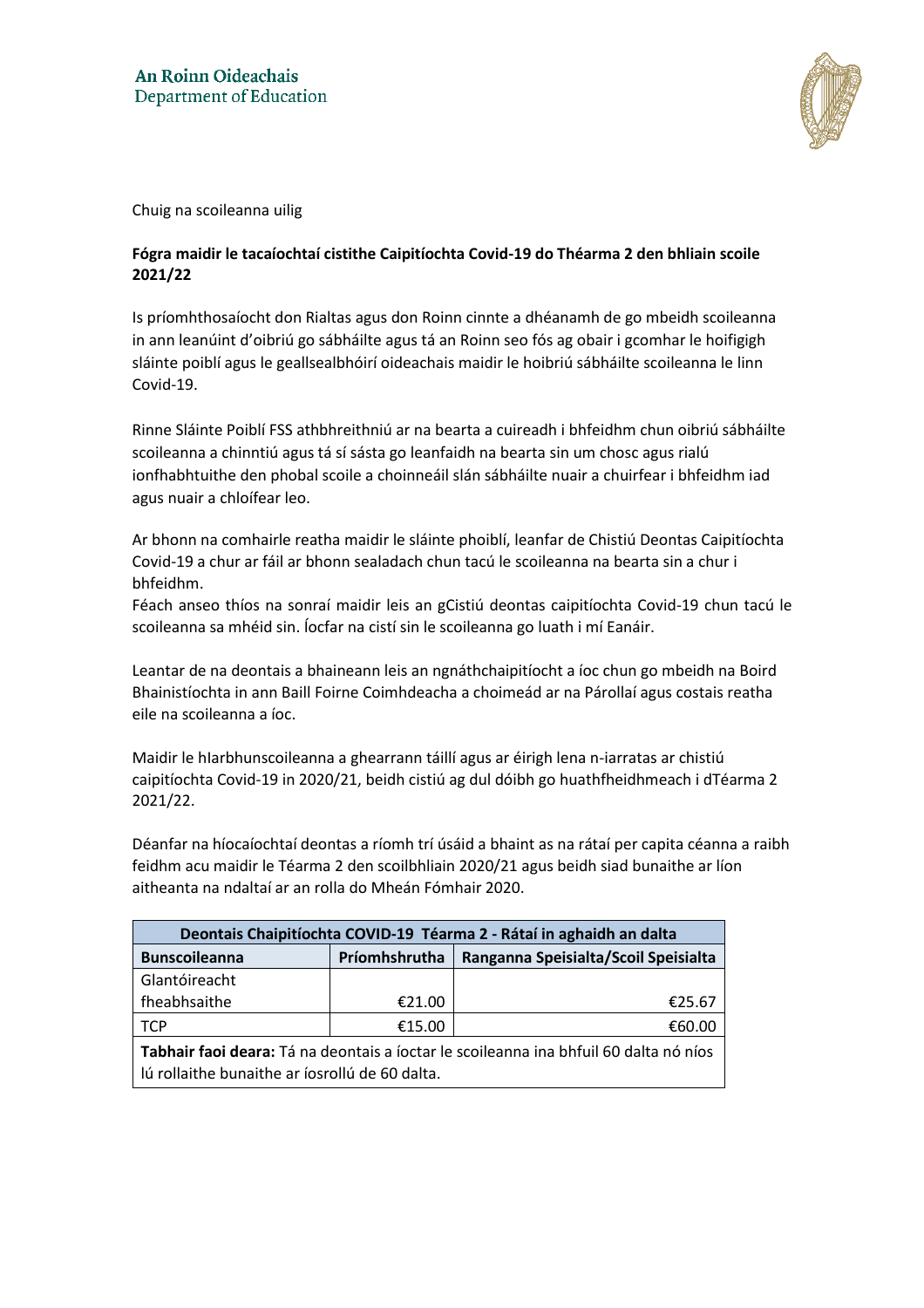An Roinn Oideachais
Department of Education

Chuig na scoileanna uilig

**Fógra maidir le tacaíochtaí cistithe Caipitíochta Covid-19 do Théarma 2 den bhliain scoile 2021/22**

Is príomhthosaíocht don Rialtas agus don Roinn cinnte a dhéanamh de go mbeidh scoileanna in ann leanúint d'oibriú go sábháilte agus tá an Roinn seo fós ag obair i gcomhar le hoifigigh sláinte poiblí agus le geallsealbhóirí oideachais maidir le hoibriú sábháilte scoileanna le linn Covid-19.

Rinne Sláinte Poiblí FSS athbhreithniú ar na bearta a cuireadh i bhfeidhm chun oibriú sábháilte scoileanna a chinntiú agus tá sí sásta go leanfaidh na bearta sin um chosc agus rialú ionfhabhtuithe den phobal scoile a choinneáil slán sábháilte nuair a chuirfear i bhfeidhm iad agus nuair a chloífear leo.

Ar bhonn na comhairle reatha maidir le sláinte phoiblí, leanfar de Chistiú Deontas Caipitíochta Covid-19 a chur ar fáil ar bhonn sealadach chun tacú le scoileanna na bearta sin a chur i bhfeidhm.

Féach anseo thíos na sonraí maidir leis an gCistiú deontas caipitíochta Covid-19 chun tacú le scoileanna sa mhéid sin. Íocfar na cistí sin le scoileanna go luath i mí Eanáir.

Leantar de na deontais a bhaineann leis an ngnáthchaipitíocht a íoc chun go mbeidh na Boird Bhainistíochta in ann Baill Foirne Coimhdeacha a choimeád ar na Párollaí agus costais reatha eile na scoileanna a íoc.

Maidir le hIarbhunscoileanna a ghearrann táillí agus ar éirigh lena n-iarratas ar chistiú caipitíochta Covid-19 in 2020/21, beidh cistiú ag dul dóibh go huathfheidhmeach i dTéarma 2 2021/22.

Déanfar na híocaíochtaí deontas a ríomh trí úsáid a bhaint as na rátaí per capita céanna a raibh feidhm acu maidir le Téarma 2 den scoilbhliain 2020/21 agus beidh siad bunaithe ar líon aitheanta na ndaltaí ar an rolla do Mheán Fómhair 2020.

| **Deontais Chaipitíochta COVID-19 Téarma 2 - Rátaí in aghaidh an dalta** | | |
|---|---|---|
| **Bunscoileanna** | **Príomhshrutha** | **Ranganna Speisialta/Scoil Speisialta** |
| Glantóireacht fheabhsaithe | €21.00 | €25.67 |
| TCP | €15.00 | €60.00 |
| **Tabhair faoi deara:** Tá na deontais a íoctar le scoileanna ina bhfuil 60 dalta nó níos lú rollaithe bunaithe ar íosrollú de 60 dalta. | | |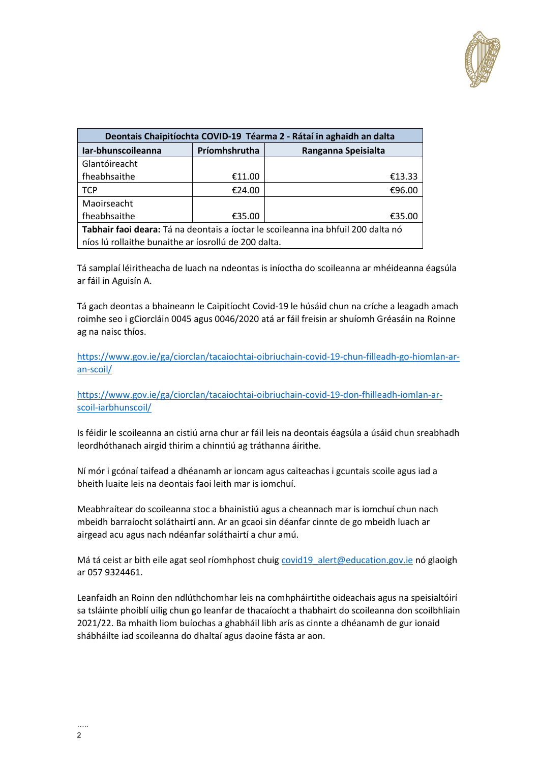| Deontais Chaipitíochta COVID-19 Téarma 2 - Rátaí in aghaidh an dalta | | |
|---|---|---|
| **Iar-bhunscoileanna** | **Príomhshrutha** | **Ranganna Speisialta** |
| Glantóireacht fheabhsaithe | €11.00 | €13.33 |
| TCP | €24.00 | €96.00 |
| Maoirseacht fheabhsaithe | €35.00 | €35.00 |
| **Tabhair faoi deara:** Tá na deontais a íoctar le scoileanna ina bhfuil 200 dalta nó níos lú rollaithe bunaithe ar íosrollú de 200 dalta. | | |

Tá samplaí léiritheacha de luach na ndeontas is iníoctha do scoileanna ar mhéideanna éagsúla ar fáil in Aguisín A.

Tá gach deontas a bhaineann le Caipitíocht Covid-19 le húsáid chun na críche a leagadh amach roimhe seo i gCiorcláin 0045 agus 0046/2020 atá ar fáil freisin ar shuíomh Gréasáin na Roinne ag na naisc thíos.

https://www.gov.ie/ga/ciorclan/tacaiochtai-oibriuchain-covid-19-chun-filleadh-go-hiomlan-ar-an-scoil/

https://www.gov.ie/ga/ciorclan/tacaiochtai-oibriuchain-covid-19-don-fhilleadh-iomlan-ar-scoil-iarbhunscoil/

Is féidir le scoileanna an cistiú arna chur ar fáil leis na deontais éagsúla a úsáid chun sreabhadh leordhóthanach airgid thirim a chinntiú ag tráthanna áirithe.

Ní mór i gcónaí taifead a dhéanamh ar ioncam agus caiteachas i gcuntais scoile agus iad a bheith luaite leis na deontais faoi leith mar is iomchuí.

Meabhraítear do scoileanna stoc a bhainistiú agus a cheannach mar is iomchuí chun nach mbeidh barraíocht soláthairtí ann. Ar an gcaoi sin déanfar cinnte de go mbeidh luach ar airgead acu agus nach ndéanfar soláthairtí a chur amú.

Má tá ceist ar bith eile agat seol ríomhphost chuig covid19_alert@education.gov.ie nó glaoigh ar 057 9324461.

Leanfaidh an Roinn den ndlúthchomhar leis na comhpháirtithe oideachais agus na speisialtóirí sa tsláinte phoiblí uilig chun go leanfar de thacaíocht a thabhairt do scoileanna don scoilbhliain 2021/22. Ba mhaith liom buíochas a ghabháil libh arís as cinnte a dhéanamh de gur ionaid shábháilte iad scoileanna do dhaltaí agus daoine fásta ar aon.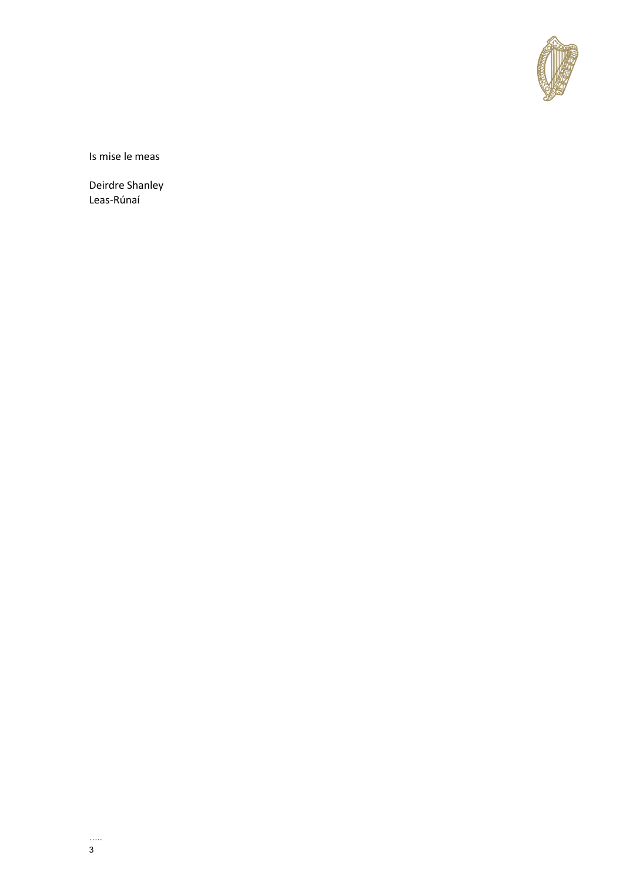Is mise le meas

Deirdre Shanley
Leas-Rúnaí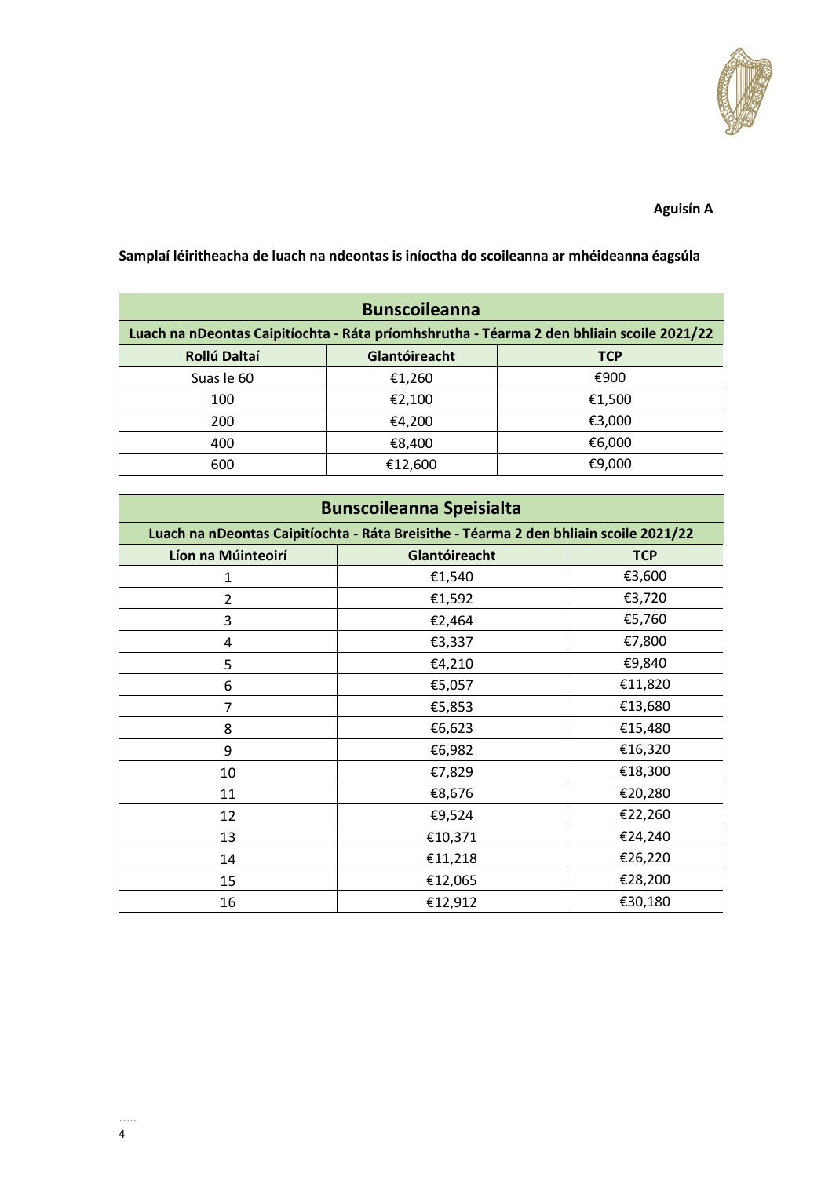**Aguisín A**

**Samplaí léiritheacha de luach na ndeontas is iníoctha do scoileanna ar mhéideanna éagsúla**

| Bunscoileanna | | |
|---|---|---|
| Luach na nDeontas Caipitíochta - Ráta príomhshrutha - Téarma 2 den bhliain scoile 2021/22 | | |
| **Rollú Daltaí** | **Glantóireacht** | **TCP** |
| Suas le 60 | €1,260 | €900 |
| 100 | €2,100 | €1,500 |
| 200 | €4,200 | €3,000 |
| 400 | €8,400 | €6,000 |
| 600 | €12,600 | €9,000 |

| Bunscoileanna Speisialta | | |
|---|---|---|
| Luach na nDeontas Caipitíochta - Ráta Breisithe - Téarma 2 den bhliain scoile 2021/22 | | |
| **Líon na Múinteoirí** | **Glantóireacht** | **TCP** |
| 1 | €1,540 | €3,600 |
| 2 | €1,592 | €3,720 |
| 3 | €2,464 | €5,760 |
| 4 | €3,337 | €7,800 |
| 5 | €4,210 | €9,840 |
| 6 | €5,057 | €11,820 |
| 7 | €5,853 | €13,680 |
| 8 | €6,623 | €15,480 |
| 9 | €6,982 | €16,320 |
| 10 | €7,829 | €18,300 |
| 11 | €8,676 | €20,280 |
| 12 | €9,524 | €22,260 |
| 13 | €10,371 | €24,240 |
| 14 | €11,218 | €26,220 |
| 15 | €12,065 | €28,200 |
| 16 | €12,912 | €30,180 |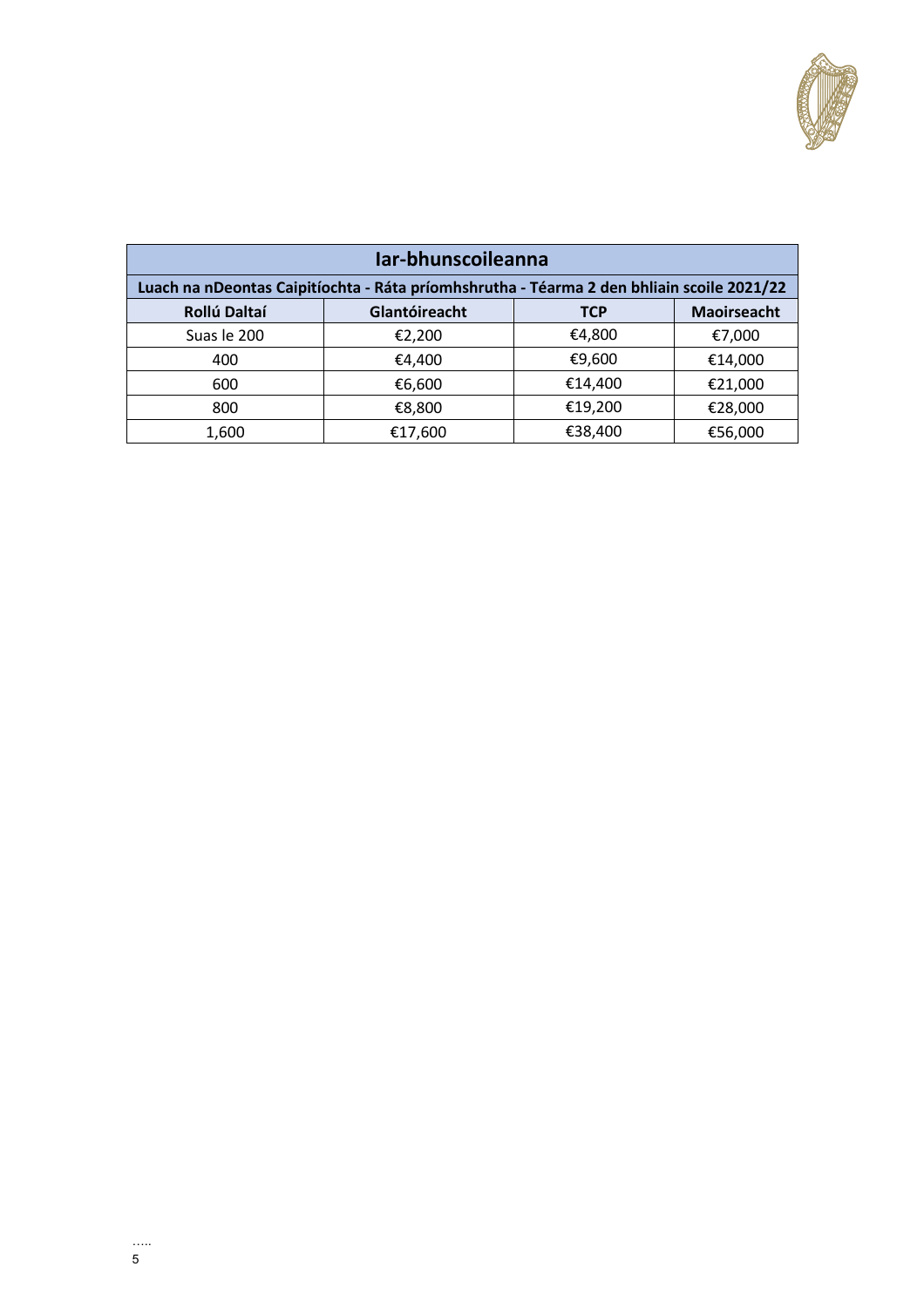| Iar-bhunscoileanna | | | |
|---|---|---|---|
| Luach na nDeontas Caipitíochta - Ráta príomhshrutha - Téarma 2 den bhliain scoile 2021/22 | | | |
| **Rollú Daltaí** | **Glantóireacht** | **TCP** | **Maoirseacht** |
| Suas le 200 | €2,200 | €4,800 | €7,000 |
| 400 | €4,400 | €9,600 | €14,000 |
| 600 | €6,600 | €14,400 | €21,000 |
| 800 | €8,800 | €19,200 | €28,000 |
| 1,600 | €17,600 | €38,400 | €56,000 |